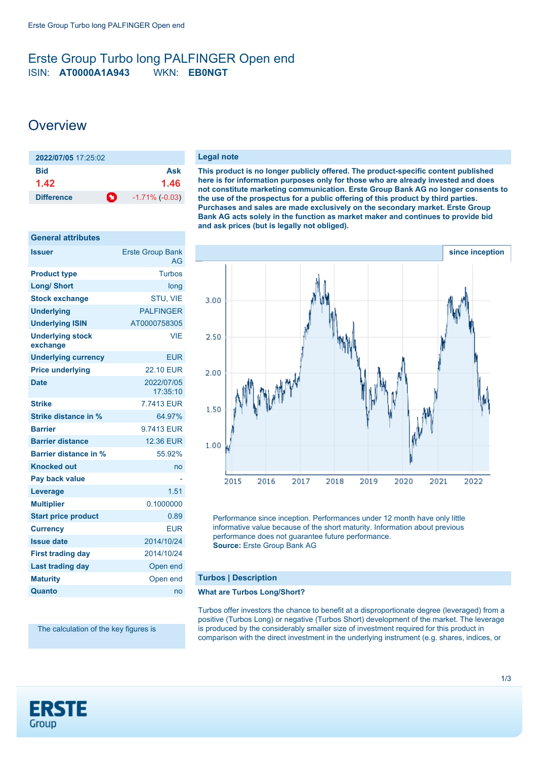# Erste Group Turbo long PALFINGER Open end

ISIN: **AT0000A1A943** WKN: **EB0NGT**

## Overview

| **2022/07/05** 17:25:02 | |
|---|---|
| **Bid** | **Ask** |
| **1.42** | **1.46** |
| **Difference** | -1.71% (-0.03) |

| General attributes | |
|---|---|
| **Issuer** | Erste Group Bank AG |
| **Product type** | Turbos |
| **Long/ Short** | long |
| **Stock exchange** | STU, VIE |
| **Underlying** | PALFINGER |
| **Underlying ISIN** | AT0000758305 |
| **Underlying stock exchange** | VIE |
| **Underlying currency** | EUR |
| **Price underlying** | 22.10 EUR |
| **Date** | 2022/07/05 17:35:10 |
| **Strike** | 7.7413 EUR |
| **Strike distance in %** | 64.97% |
| **Barrier** | 9.7413 EUR |
| **Barrier distance** | 12.36 EUR |
| **Barrier distance in %** | 55.92% |
| **Knocked out** | no |
| **Pay back value** | - |
| **Leverage** | 1.51 |
| **Multiplier** | 0.1000000 |
| **Start price product** | 0.89 |
| **Currency** | EUR |
| **Issue date** | 2014/10/24 |
| **First trading day** | 2014/10/24 |
| **Last trading day** | Open end |
| **Maturity** | Open end |
| **Quanto** | no |

The calculation of the key figures is

### Legal note

**This product is no longer publicly offered. The product-specific content published here is for information purposes only for those who are already invested and does not constitute marketing communication. Erste Group Bank AG no longer consents to the use of the prospectus for a public offering of this product by third parties. Purchases and sales are made exclusively on the secondary market. Erste Group Bank AG acts solely in the function as market maker and continues to provide bid and ask prices (but is legally not obliged).**

since inception

Performance since inception. Performances under 12 month have only little informative value because of the short maturity. Information about previous performance does not guarantee future performance.
**Source:** Erste Group Bank AG

### Turbos | Description

**What are Turbos Long/Short?**

Turbos offer investors the chance to benefit at a disproportionate degree (leveraged) from a positive (Turbos Long) or negative (Turbos Short) development of the market. The leverage is produced by the considerably smaller size of investment required for this product in comparison with the direct investment in the underlying instrument (e.g. shares, indices, or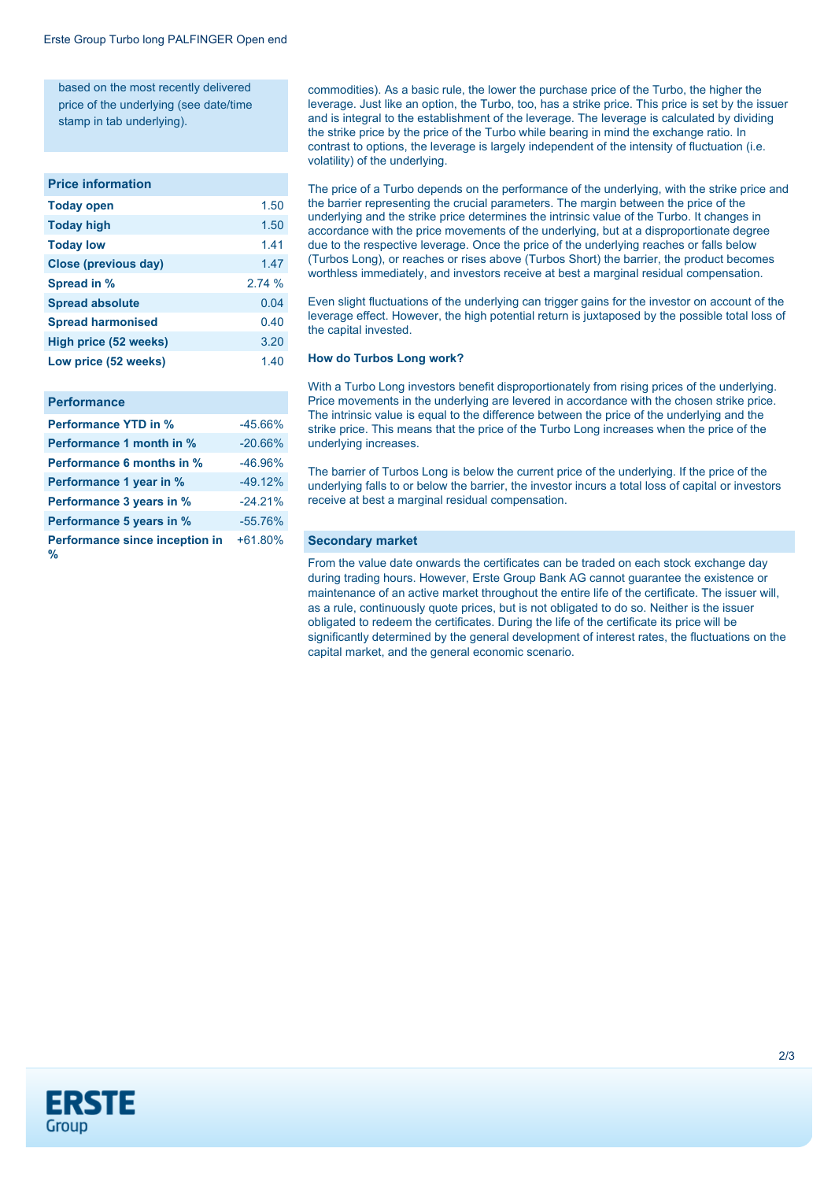based on the most recently delivered price of the underlying (see date/time stamp in tab underlying).

| Price information | |
|---|---|
| **Today open** | 1.50 |
| **Today high** | 1.50 |
| **Today low** | 1.41 |
| **Close (previous day)** | 1.47 |
| **Spread in %** | 2.74 % |
| **Spread absolute** | 0.04 |
| **Spread harmonised** | 0.40 |
| **High price (52 weeks)** | 3.20 |
| **Low price (52 weeks)** | 1.40 |

| Performance | |
|---|---|
| **Performance YTD in %** | -45.66% |
| **Performance 1 month in %** | -20.66% |
| **Performance 6 months in %** | -46.96% |
| **Performance 1 year in %** | -49.12% |
| **Performance 3 years in %** | -24.21% |
| **Performance 5 years in %** | -55.76% |
| **Performance since inception in %** | +61.80% |

commodities). As a basic rule, the lower the purchase price of the Turbo, the higher the leverage. Just like an option, the Turbo, too, has a strike price. This price is set by the issuer and is integral to the establishment of the leverage. The leverage is calculated by dividing the strike price by the price of the Turbo while bearing in mind the exchange ratio. In contrast to options, the leverage is largely independent of the intensity of fluctuation (i.e. volatility) of the underlying.

The price of a Turbo depends on the performance of the underlying, with the strike price and the barrier representing the crucial parameters. The margin between the price of the underlying and the strike price determines the intrinsic value of the Turbo. It changes in accordance with the price movements of the underlying, but at a disproportionate degree due to the respective leverage. Once the price of the underlying reaches or falls below (Turbos Long), or reaches or rises above (Turbos Short) the barrier, the product becomes worthless immediately, and investors receive at best a marginal residual compensation.

Even slight fluctuations of the underlying can trigger gains for the investor on account of the leverage effect. However, the high potential return is juxtaposed by the possible total loss of the capital invested.

**How do Turbos Long work?**

With a Turbo Long investors benefit disproportionately from rising prices of the underlying. Price movements in the underlying are levered in accordance with the chosen strike price. The intrinsic value is equal to the difference between the price of the underlying and the strike price. This means that the price of the Turbo Long increases when the price of the underlying increases.

The barrier of Turbos Long is below the current price of the underlying. If the price of the underlying falls to or below the barrier, the investor incurs a total loss of capital or investors receive at best a marginal residual compensation.

## Secondary market

From the value date onwards the certificates can be traded on each stock exchange day during trading hours. However, Erste Group Bank AG cannot guarantee the existence or maintenance of an active market throughout the entire life of the certificate. The issuer will, as a rule, continuously quote prices, but is not obligated to do so. Neither is the issuer obligated to redeem the certificates. During the life of the certificate its price will be significantly determined by the general development of interest rates, the fluctuations on the capital market, and the general economic scenario.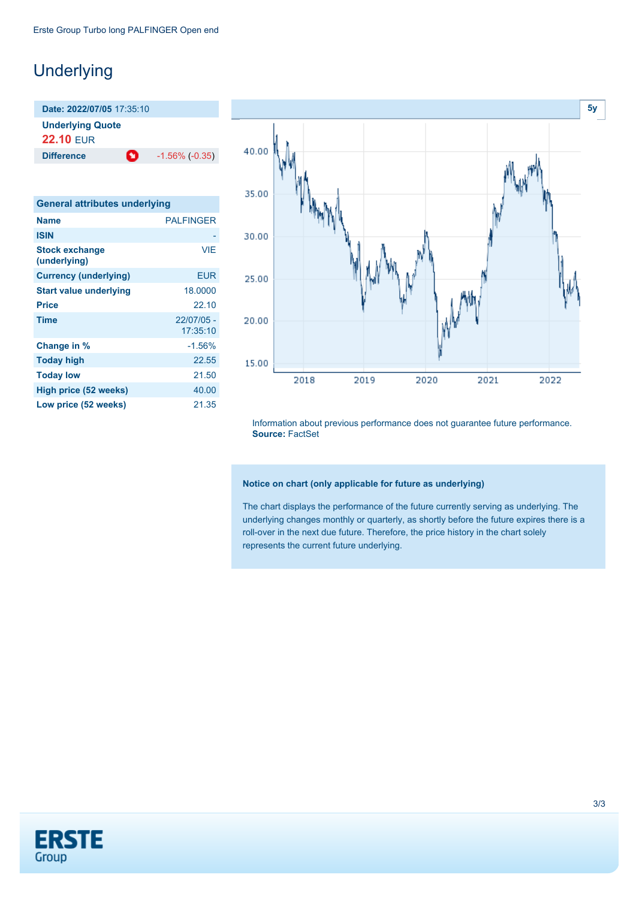# Underlying

| | |
|---|---|
| **Date: 2022/07/05** 17:35:10 | |
| **Underlying Quote** | |
| **22.10** EUR | |
| **Difference** | -1.56% (-0.35) |

| General attributes underlying | |
|---|---|
| **Name** | PALFINGER |
| **ISIN** | - |
| **Stock exchange (underlying)** | VIE |
| **Currency (underlying)** | EUR |
| **Start value underlying** | 18.0000 |
| **Price** | 22.10 |
| **Time** | 22/07/05 - 17:35:10 |
| **Change in %** | -1.56% |
| **Today high** | 22.55 |
| **Today low** | 21.50 |
| **High price (52 weeks)** | 40.00 |
| **Low price (52 weeks)** | 21.35 |

5y

40.00
35.00
30.00
25.00
20.00
15.00

2018
2019
2020
2021
2022

Information about previous performance does not guarantee future performance.
**Source:** FactSet

**Notice on chart (only applicable for future as underlying)**

The chart displays the performance of the future currently serving as underlying. The underlying changes monthly or quarterly, as shortly before the future expires there is a roll-over in the next due future. Therefore, the price history in the chart solely represents the current future underlying.